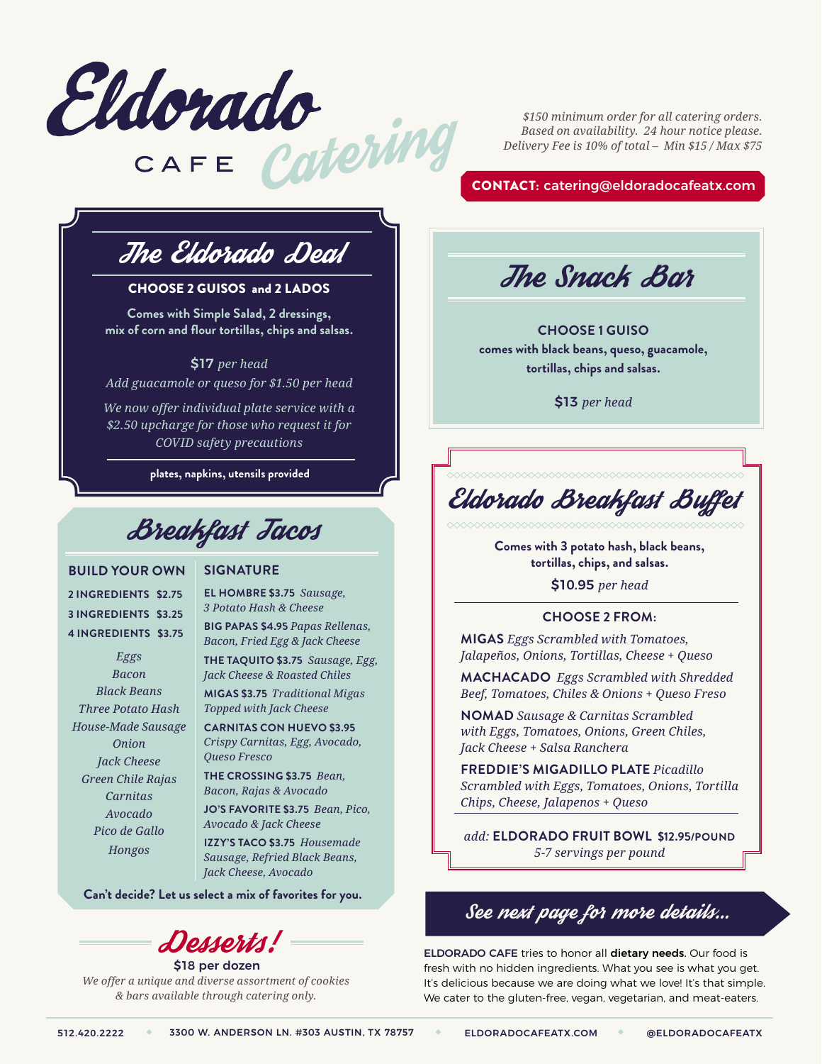# Eldorado CAFE Catering

*$150 minimum order for all catering orders.*
*Based on availability. 24 hour notice please.*
*Delivery Fee is 10% of total – Min $15 / Max $75*

**CONTACT:** catering@eldoradocafeatx.com

## The Eldorado Deal

**CHOOSE 2 GUISOS and 2 LADOS**

**Comes with Simple Salad, 2 dressings, mix of corn and flour tortillas, chips and salsas.**

**$17** *per head*

*Add guacamole or queso for $1.50 per head*

*We now offer individual plate service with a $2.50 upcharge for those who request it for COVID safety precautions*

**plates, napkins, utensils provided**

## Breakfast Tacos

### BUILD YOUR OWN

**2 INGREDIENTS $2.75**
**3 INGREDIENTS $3.25**
**4 INGREDIENTS $3.75**

*Eggs*
*Bacon*
*Black Beans*
*Three Potato Hash*
*House-Made Sausage*
*Onion*
*Jack Cheese*
*Green Chile Rajas*
*Carnitas*
*Avocado*
*Pico de Gallo*
*Hongos*

### SIGNATURE

**EL HOMBRE $3.75** *Sausage, 3 Potato Hash & Cheese*

**BIG PAPAS $4.95** *Papas Rellenas, Bacon, Fried Egg & Jack Cheese*

**THE TAQUITO $3.75** *Sausage, Egg, Jack Cheese & Roasted Chiles*

**MIGAS $3.75** *Traditional Migas Topped with Jack Cheese*

**CARNITAS CON HUEVO $3.95** *Crispy Carnitas, Egg, Avocado, Queso Fresco*

**THE CROSSING $3.75** *Bean, Bacon, Rajas & Avocado*

**JO'S FAVORITE $3.75** *Bean, Pico, Avocado & Jack Cheese*

**IZZY'S TACO $3.75** *Housemade Sausage, Refried Black Beans, Jack Cheese, Avocado*

**Can't decide? Let us select a mix of favorites for you.**

## Desserts!

$18 per dozen

*We offer a unique and diverse assortment of cookies & bars available through catering only.*

## The Snack Bar

**CHOOSE 1 GUISO**

**comes with black beans, queso, guacamole, tortillas, chips and salsas.**

**$13** *per head*

## Eldorado Breakfast Buffet

**Comes with 3 potato hash, black beans, tortillas, chips, and salsas.**

**$10.95** *per head*

### CHOOSE 2 FROM:

**MIGAS** *Eggs Scrambled with Tomatoes, Jalapeños, Onions, Tortillas, Cheese + Queso*

**MACHACADO** *Eggs Scrambled with Shredded Beef, Tomatoes, Chiles & Onions + Queso Freso*

**NOMAD** *Sausage & Carnitas Scrambled with Eggs, Tomatoes, Onions, Green Chiles, Jack Cheese + Salsa Ranchera*

**FREDDIE'S MIGADILLO PLATE** *Picadillo Scrambled with Eggs, Tomatoes, Onions, Tortilla Chips, Cheese, Jalapenos + Queso*

*add:* **ELDORADO FRUIT BOWL $12.95/POUND**
*5-7 servings per pound*

*See next page for more details...*

**ELDORADO CAFE** tries to honor all **dietary needs**. Our food is fresh with no hidden ingredients. What you see is what you get. It's delicious because we are doing what we love! It's that simple. We cater to the gluten-free, vegan, vegetarian, and meat-eaters.

512.420.2222 ◆ 3300 W. ANDERSON LN. #303 AUSTIN, TX 78757 ◆ ELDORADOCAFEATX.COM ◆ @ELDORADOCAFEATX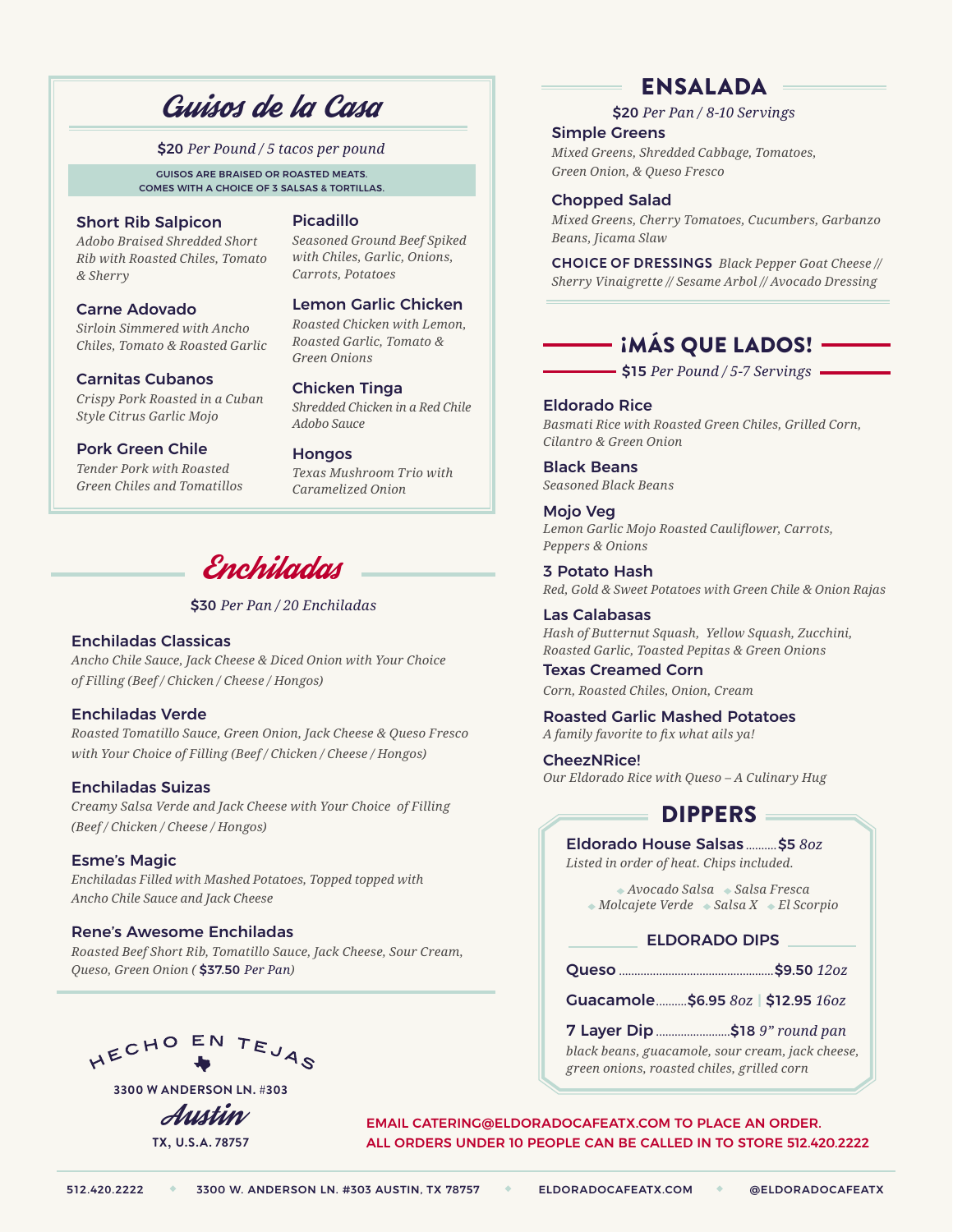## Guisos de la Casa

**$20** *Per Pound / 5 tacos per pound*

GUISOS ARE BRAISED OR ROASTED MEATS.
COMES WITH A CHOICE OF 3 SALSAS & TORTILLAS.

**Short Rib Salpicon**
*Adobo Braised Shredded Short Rib with Roasted Chiles, Tomato & Sherry*

**Carne Adovado**
*Sirloin Simmered with Ancho Chiles, Tomato & Roasted Garlic*

**Carnitas Cubanos**
*Crispy Pork Roasted in a Cuban Style Citrus Garlic Mojo*

**Pork Green Chile**
*Tender Pork with Roasted Green Chiles and Tomatillos*

**Picadillo**
*Seasoned Ground Beef Spiked with Chiles, Garlic, Onions, Carrots, Potatoes*

**Lemon Garlic Chicken**
*Roasted Chicken with Lemon, Roasted Garlic, Tomato & Green Onions*

**Chicken Tinga**
*Shredded Chicken in a Red Chile Adobo Sauce*

**Hongos**
*Texas Mushroom Trio with Caramelized Onion*

## Enchiladas

**$30** *Per Pan / 20 Enchiladas*

**Enchiladas Classicas**
*Ancho Chile Sauce, Jack Cheese & Diced Onion with Your Choice of Filling (Beef / Chicken / Cheese / Hongos)*

**Enchiladas Verde**
*Roasted Tomatillo Sauce, Green Onion, Jack Cheese & Queso Fresco with Your Choice of Filling (Beef / Chicken / Cheese / Hongos)*

**Enchiladas Suizas**
*Creamy Salsa Verde and Jack Cheese with Your Choice of Filling (Beef / Chicken / Cheese / Hongos)*

**Esme's Magic**
*Enchiladas Filled with Mashed Potatoes, Topped topped with Ancho Chile Sauce and Jack Cheese*

**Rene's Awesome Enchiladas**
*Roasted Beef Short Rib, Tomatillo Sauce, Jack Cheese, Sour Cream, Queso, Green Onion (* **$37.50** *Per Pan)*

## ENSALADA

**$20** *Per Pan / 8-10 Servings*

**Simple Greens**
*Mixed Greens, Shredded Cabbage, Tomatoes, Green Onion, & Queso Fresco*

**Chopped Salad**
*Mixed Greens, Cherry Tomatoes, Cucumbers, Garbanzo Beans, Jicama Slaw*

**CHOICE OF DRESSINGS** *Black Pepper Goat Cheese // Sherry Vinaigrette // Sesame Arbol // Avocado Dressing*

## ¡MÁS QUE LADOS!

**$15** *Per Pound / 5-7 Servings*

**Eldorado Rice**
*Basmati Rice with Roasted Green Chiles, Grilled Corn, Cilantro & Green Onion*

**Black Beans**
*Seasoned Black Beans*

**Mojo Veg**
*Lemon Garlic Mojo Roasted Cauliflower, Carrots, Peppers & Onions*

**3 Potato Hash**
*Red, Gold & Sweet Potatoes with Green Chile & Onion Rajas*

**Las Calabasas**
*Hash of Butternut Squash, Yellow Squash, Zucchini, Roasted Garlic, Toasted Pepitas & Green Onions*

**Texas Creamed Corn**
*Corn, Roasted Chiles, Onion, Cream*

**Roasted Garlic Mashed Potatoes**
*A family favorite to fix what ails ya!*

**CheezNRice!**
*Our Eldorado Rice with Queso – A Culinary Hug*

## DIPPERS

**Eldorado House Salsas** .......... **$5** *8oz*
*Listed in order of heat. Chips included.*

*Avocado Salsa • Salsa Fresca • Molcajete Verde • Salsa X • El Scorpio*

### ELDORADO DIPS

**Queso** .......... **$9.50** *12oz*

**Guacamole** .......... **$6.95** *8oz* | **$12.95** *16oz*

**7 Layer Dip** .......... **$18** *9" round pan*
*black beans, guacamole, sour cream, jack cheese, green onions, roasted chiles, grilled corn*

HECHO EN TEJAS
3300 W ANDERSON LN. #303
Austin
TX, U.S.A. 78757

EMAIL CATERING@ELDORADOCAFEATX.COM TO PLACE AN ORDER.
ALL ORDERS UNDER 10 PEOPLE CAN BE CALLED IN TO STORE 512.420.2222

512.420.2222 • 3300 W. ANDERSON LN. #303 AUSTIN, TX 78757 • ELDORADOCAFEATX.COM • @ELDORADOCAFEATX